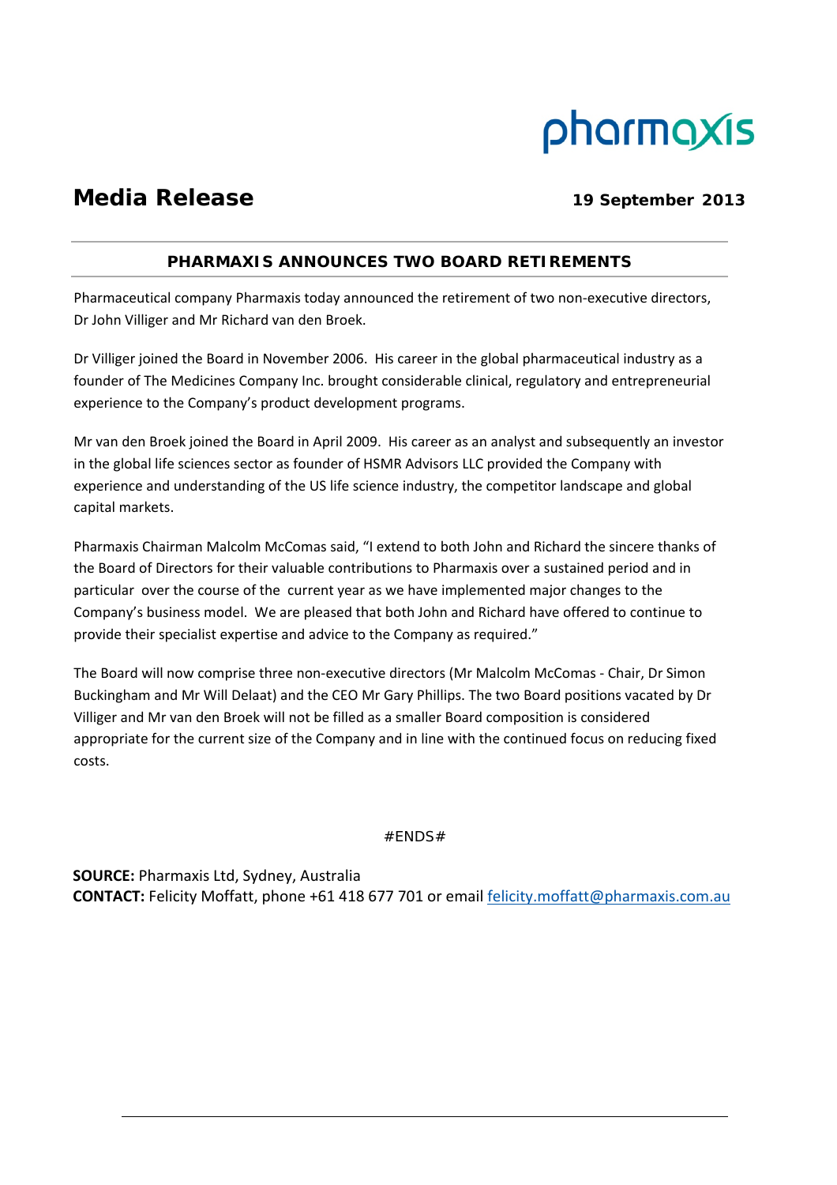pharmaxis

# Media Release

**19 September 2013**

## PHARMAXIS ANNOUNCES TWO BOARD RETIREMENTS

Pharmaceutical company Pharmaxis today announced the retirement of two non-executive directors, Dr John Villiger and Mr Richard van den Broek.

Dr Villiger joined the Board in November 2006. His career in the global pharmaceutical industry as a founder of The Medicines Company Inc. brought considerable clinical, regulatory and entrepreneurial experience to the Company's product development programs.

Mr van den Broek joined the Board in April 2009. His career as an analyst and subsequently an investor in the global life sciences sector as founder of HSMR Advisors LLC provided the Company with experience and understanding of the US life science industry, the competitor landscape and global capital markets.

Pharmaxis Chairman Malcolm McComas said, "I extend to both John and Richard the sincere thanks of the Board of Directors for their valuable contributions to Pharmaxis over a sustained period and in particular over the course of the current year as we have implemented major changes to the Company's business model. We are pleased that both John and Richard have offered to continue to provide their specialist expertise and advice to the Company as required."

The Board will now comprise three non-executive directors (Mr Malcolm McComas - Chair, Dr Simon Buckingham and Mr Will Delaat) and the CEO Mr Gary Phillips. The two Board positions vacated by Dr Villiger and Mr van den Broek will not be filled as a smaller Board composition is considered appropriate for the current size of the Company and in line with the continued focus on reducing fixed costs.

#ENDS#

**SOURCE:** Pharmaxis Ltd, Sydney, Australia
**CONTACT:** Felicity Moffatt, phone +61 418 677 701 or email felicity.moffatt@pharmaxis.com.au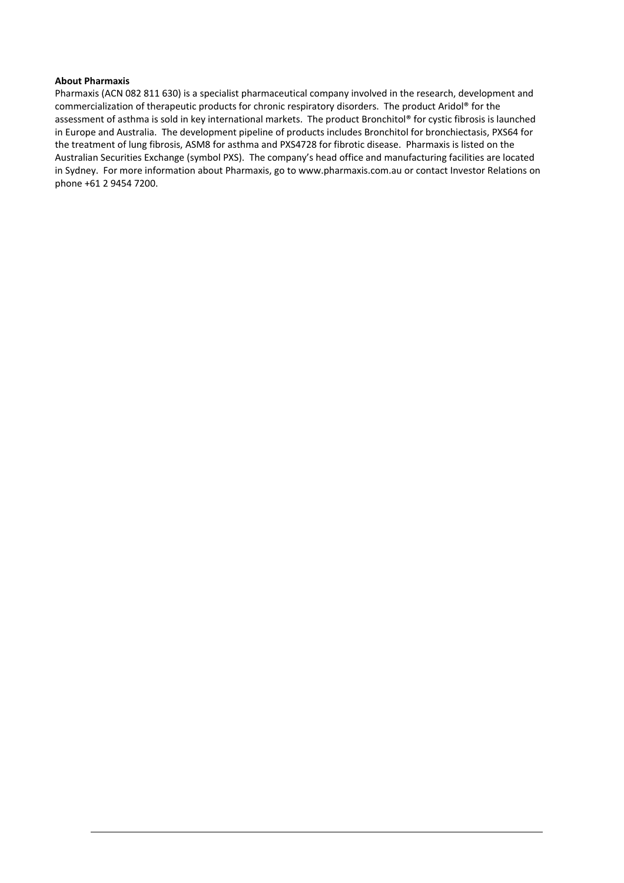**About Pharmaxis**

Pharmaxis (ACN 082 811 630) is a specialist pharmaceutical company involved in the research, development and commercialization of therapeutic products for chronic respiratory disorders. The product Aridol® for the assessment of asthma is sold in key international markets. The product Bronchitol® for cystic fibrosis is launched in Europe and Australia. The development pipeline of products includes Bronchitol for bronchiectasis, PXS64 for the treatment of lung fibrosis, ASM8 for asthma and PXS4728 for fibrotic disease. Pharmaxis is listed on the Australian Securities Exchange (symbol PXS). The company's head office and manufacturing facilities are located in Sydney. For more information about Pharmaxis, go to www.pharmaxis.com.au or contact Investor Relations on phone +61 2 9454 7200.